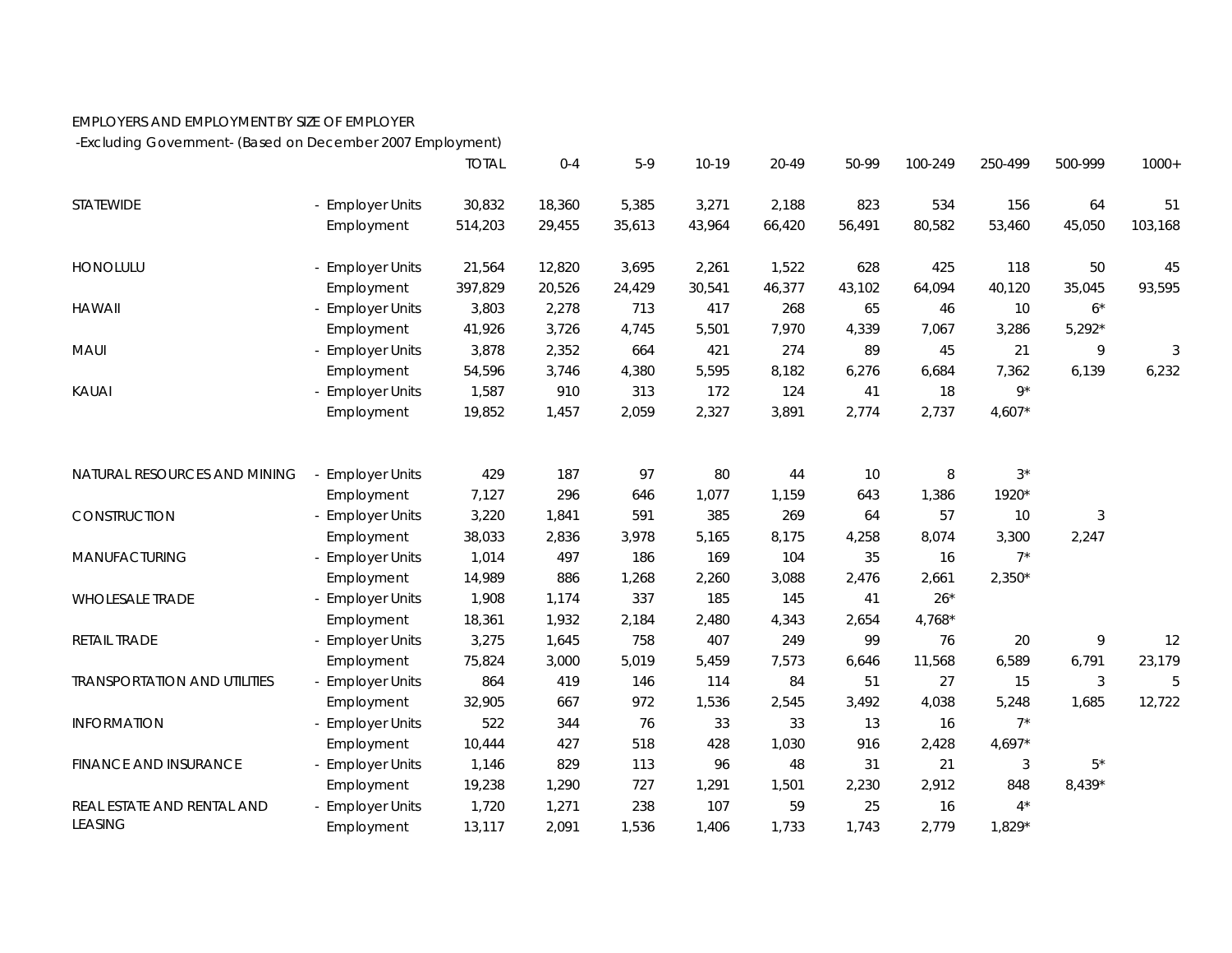EMPLOYERS AND EMPLOYMENT BY SIZE OF EMPLOYER

-Excluding Government- (Based on December 2007 Employment)

| | | TOTAL | 0-4 | 5-9 | 10-19 | 20-49 | 50-99 | 100-249 | 250-499 | 500-999 | 1000+ |
|---|---|---|---|---|---|---|---|---|---|---|---|
| STATEWIDE | - Employer Units | 30,832 | 18,360 | 5,385 | 3,271 | 2,188 | 823 | 534 | 156 | 64 | 51 |
| | Employment | 514,203 | 29,455 | 35,613 | 43,964 | 66,420 | 56,491 | 80,582 | 53,460 | 45,050 | 103,168 |
| HONOLULU | - Employer Units | 21,564 | 12,820 | 3,695 | 2,261 | 1,522 | 628 | 425 | 118 | 50 | 45 |
| | Employment | 397,829 | 20,526 | 24,429 | 30,541 | 46,377 | 43,102 | 64,094 | 40,120 | 35,045 | 93,595 |
| HAWAII | - Employer Units | 3,803 | 2,278 | 713 | 417 | 268 | 65 | 46 | 10 | 6* | |
| | Employment | 41,926 | 3,726 | 4,745 | 5,501 | 7,970 | 4,339 | 7,067 | 3,286 | 5,292* | |
| MAUI | - Employer Units | 3,878 | 2,352 | 664 | 421 | 274 | 89 | 45 | 21 | 9 | 3 |
| | Employment | 54,596 | 3,746 | 4,380 | 5,595 | 8,182 | 6,276 | 6,684 | 7,362 | 6,139 | 6,232 |
| KAUAI | - Employer Units | 1,587 | 910 | 313 | 172 | 124 | 41 | 18 | 9* | | |
| | Employment | 19,852 | 1,457 | 2,059 | 2,327 | 3,891 | 2,774 | 2,737 | 4,607* | | |
| NATURAL RESOURCES AND MINING | - Employer Units | 429 | 187 | 97 | 80 | 44 | 10 | 8 | 3* | | |
| | Employment | 7,127 | 296 | 646 | 1,077 | 1,159 | 643 | 1,386 | 1920* | | |
| CONSTRUCTION | - Employer Units | 3,220 | 1,841 | 591 | 385 | 269 | 64 | 57 | 10 | 3 | |
| | Employment | 38,033 | 2,836 | 3,978 | 5,165 | 8,175 | 4,258 | 8,074 | 3,300 | 2,247 | |
| MANUFACTURING | - Employer Units | 1,014 | 497 | 186 | 169 | 104 | 35 | 16 | 7* | | |
| | Employment | 14,989 | 886 | 1,268 | 2,260 | 3,088 | 2,476 | 2,661 | 2,350* | | |
| WHOLESALE TRADE | - Employer Units | 1,908 | 1,174 | 337 | 185 | 145 | 41 | 26* | | | |
| | Employment | 18,361 | 1,932 | 2,184 | 2,480 | 4,343 | 2,654 | 4,768* | | | |
| RETAIL TRADE | - Employer Units | 3,275 | 1,645 | 758 | 407 | 249 | 99 | 76 | 20 | 9 | 12 |
| | Employment | 75,824 | 3,000 | 5,019 | 5,459 | 7,573 | 6,646 | 11,568 | 6,589 | 6,791 | 23,179 |
| TRANSPORTATION AND UTILITIES | - Employer Units | 864 | 419 | 146 | 114 | 84 | 51 | 27 | 15 | 3 | 5 |
| | Employment | 32,905 | 667 | 972 | 1,536 | 2,545 | 3,492 | 4,038 | 5,248 | 1,685 | 12,722 |
| INFORMATION | - Employer Units | 522 | 344 | 76 | 33 | 33 | 13 | 16 | 7* | | |
| | Employment | 10,444 | 427 | 518 | 428 | 1,030 | 916 | 2,428 | 4,697* | | |
| FINANCE AND INSURANCE | - Employer Units | 1,146 | 829 | 113 | 96 | 48 | 31 | 21 | 3 | 5* | |
| | Employment | 19,238 | 1,290 | 727 | 1,291 | 1,501 | 2,230 | 2,912 | 848 | 8,439* | |
| REAL ESTATE AND RENTAL AND LEASING | - Employer Units | 1,720 | 1,271 | 238 | 107 | 59 | 25 | 16 | 4* | | |
| | Employment | 13,117 | 2,091 | 1,536 | 1,406 | 1,733 | 1,743 | 2,779 | 1,829* | | |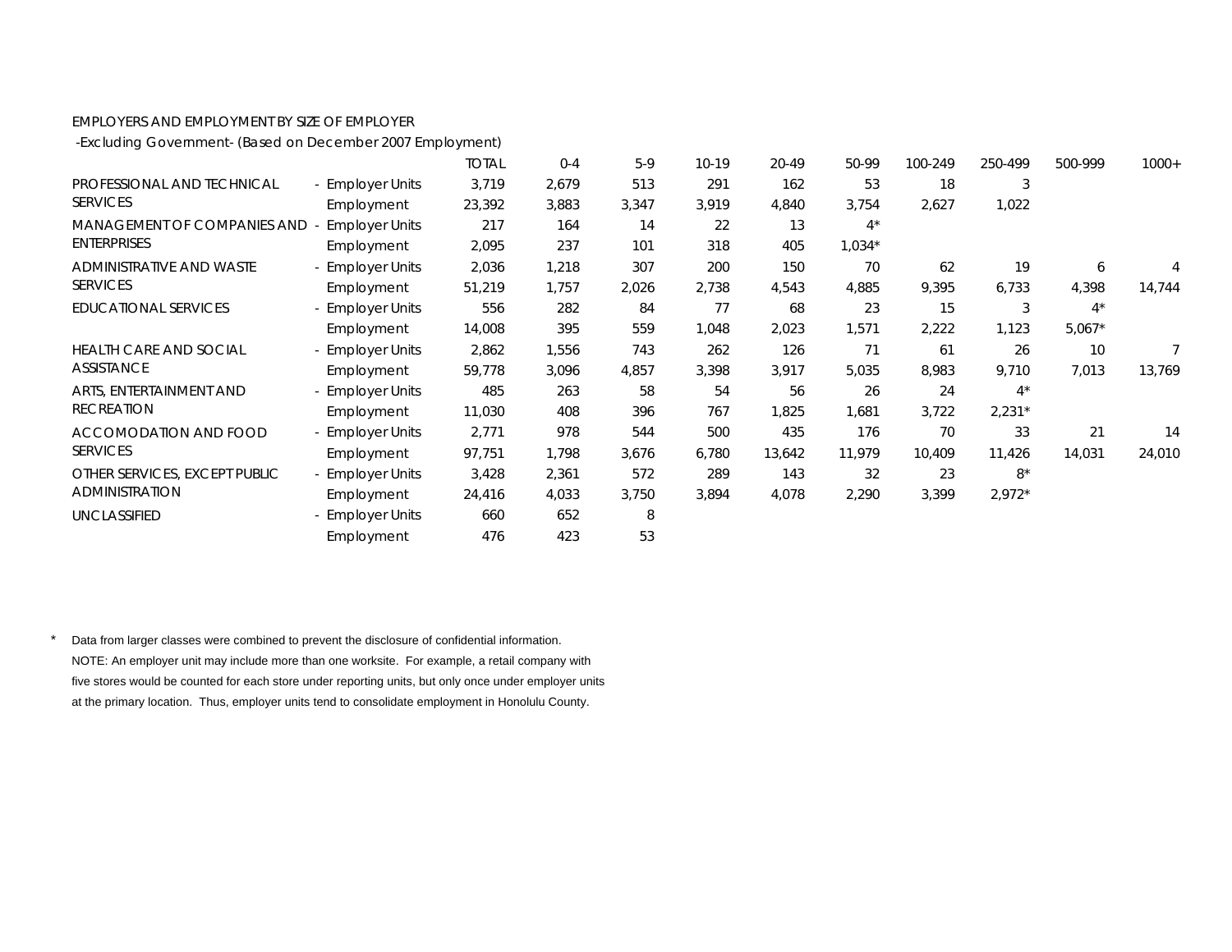EMPLOYERS AND EMPLOYMENT BY SIZE OF EMPLOYER

-Excluding Government- (Based on December 2007 Employment)

| | | TOTAL | 0-4 | 5-9 | 10-19 | 20-49 | 50-99 | 100-249 | 250-499 | 500-999 | 1000+ |
|---|---|---|---|---|---|---|---|---|---|---|---|
| PROFESSIONAL AND TECHNICAL SERVICES | - Employer Units | 3,719 | 2,679 | 513 | 291 | 162 | 53 | 18 | 3 | | |
| | Employment | 23,392 | 3,883 | 3,347 | 3,919 | 4,840 | 3,754 | 2,627 | 1,022 | | |
| MANAGEMENT OF COMPANIES AND ENTERPRISES | - Employer Units | 217 | 164 | 14 | 22 | 13 | 4* | | | | |
| | Employment | 2,095 | 237 | 101 | 318 | 405 | 1,034* | | | | |
| ADMINISTRATIVE AND WASTE SERVICES | - Employer Units | 2,036 | 1,218 | 307 | 200 | 150 | 70 | 62 | 19 | 6 | 4 |
| | Employment | 51,219 | 1,757 | 2,026 | 2,738 | 4,543 | 4,885 | 9,395 | 6,733 | 4,398 | 14,744 |
| EDUCATIONAL SERVICES | - Employer Units | 556 | 282 | 84 | 77 | 68 | 23 | 15 | 3 | 4* | |
| | Employment | 14,008 | 395 | 559 | 1,048 | 2,023 | 1,571 | 2,222 | 1,123 | 5,067* | |
| HEALTH CARE AND SOCIAL ASSISTANCE | - Employer Units | 2,862 | 1,556 | 743 | 262 | 126 | 71 | 61 | 26 | 10 | 7 |
| | Employment | 59,778 | 3,096 | 4,857 | 3,398 | 3,917 | 5,035 | 8,983 | 9,710 | 7,013 | 13,769 |
| ARTS, ENTERTAINMENT AND RECREATION | - Employer Units | 485 | 263 | 58 | 54 | 56 | 26 | 24 | 4* | | |
| | Employment | 11,030 | 408 | 396 | 767 | 1,825 | 1,681 | 3,722 | 2,231* | | |
| ACCOMODATION AND FOOD SERVICES | - Employer Units | 2,771 | 978 | 544 | 500 | 435 | 176 | 70 | 33 | 21 | 14 |
| | Employment | 97,751 | 1,798 | 3,676 | 6,780 | 13,642 | 11,979 | 10,409 | 11,426 | 14,031 | 24,010 |
| OTHER SERVICES, EXCEPT PUBLIC ADMINISTRATION | - Employer Units | 3,428 | 2,361 | 572 | 289 | 143 | 32 | 23 | 8* | | |
| | Employment | 24,416 | 4,033 | 3,750 | 3,894 | 4,078 | 2,290 | 3,399 | 2,972* | | |
| UNCLASSIFIED | - Employer Units | 660 | 652 | 8 | | | | | | | |
| | Employment | 476 | 423 | 53 | | | | | | | |

\* Data from larger classes were combined to prevent the disclosure of confidential information.

NOTE: An employer unit may include more than one worksite. For example, a retail company with five stores would be counted for each store under reporting units, but only once under employer units at the primary location. Thus, employer units tend to consolidate employment in Honolulu County.